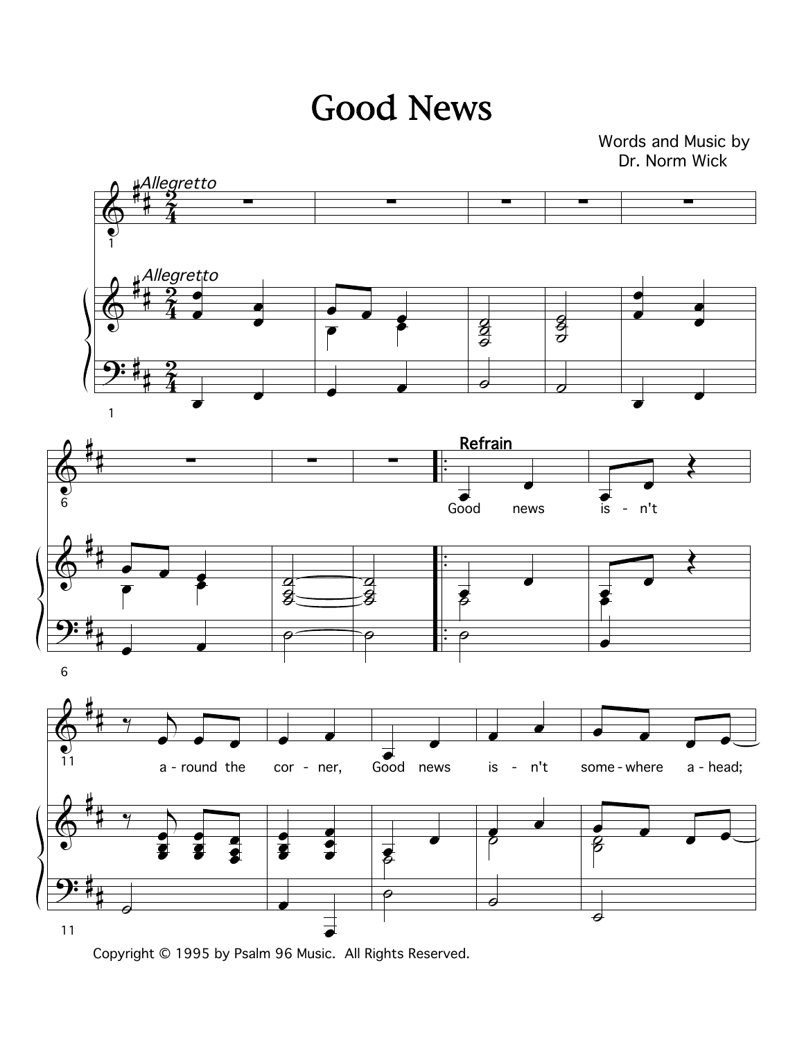# Good News

Words and Music by
Dr. Norm Wick

*Allegretto*

Refrain

Good news is - n't a - round the cor - ner, Good news is - n't some - where a - head;

Copyright © 1995 by Psalm 96 Music. All Rights Reserved.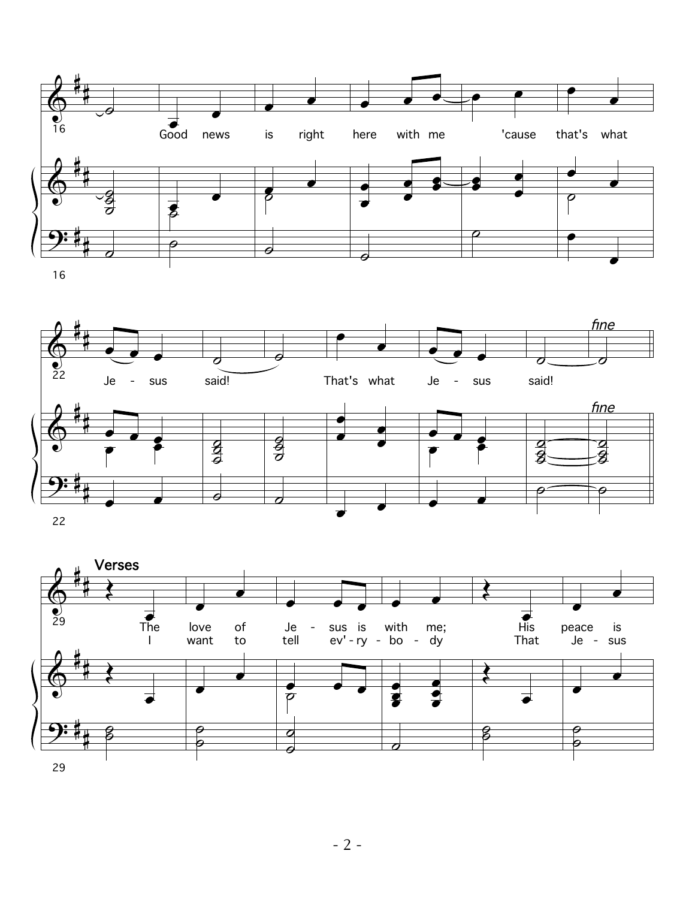Good news is right here with me 'cause that's what

Je - sus said! That's what Je - sus said!

*fine*

**Verses**

The love of Je - sus is with me; His peace is

I want to tell ev' - ry - bo - dy That Je - sus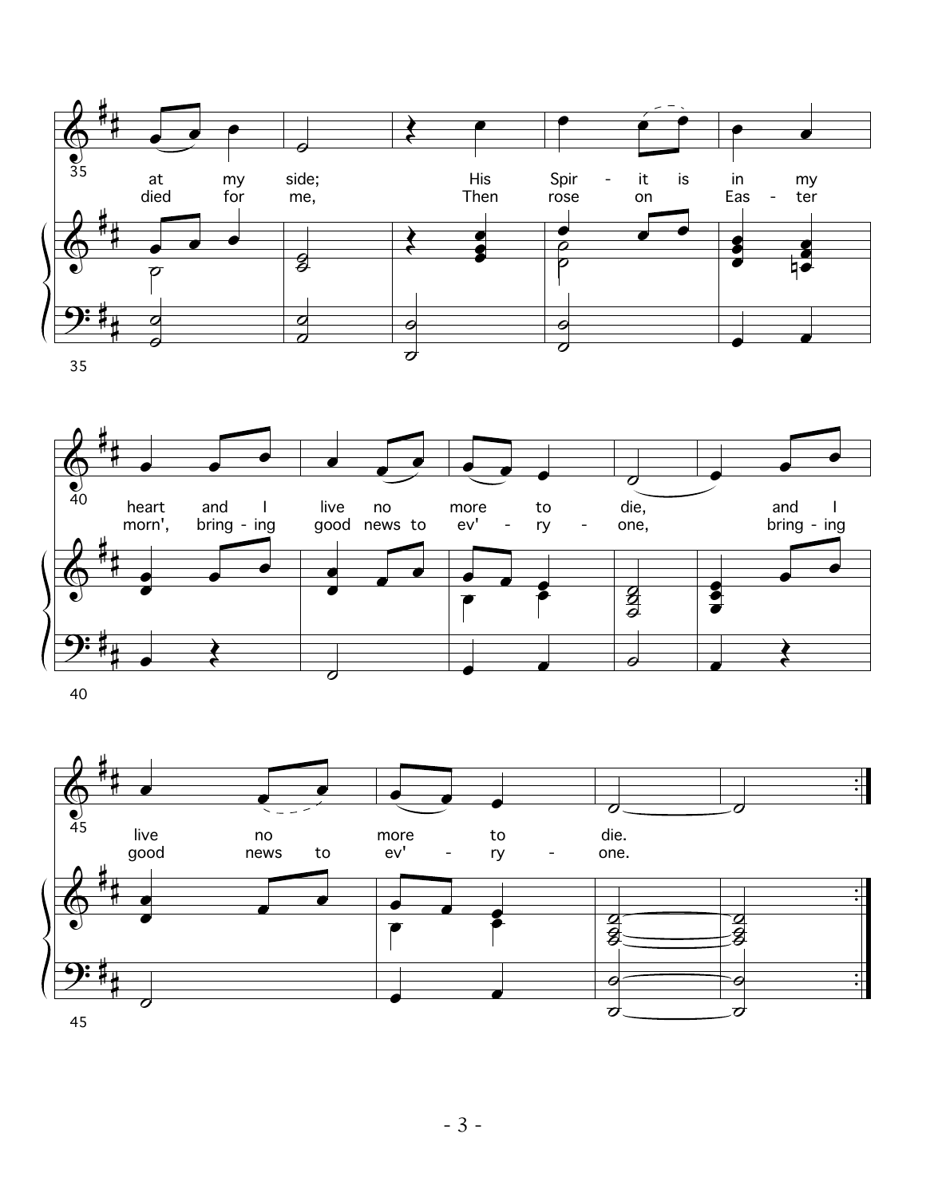35

at my side; His Spir - it is in my
died for me, Then rose on Eas - ter

40

heart and I live no more to die, and I
morn', bring - ing good news to ev' - ry - one, bring - ing

45

live no more to die.
good news to ev' - ry - one.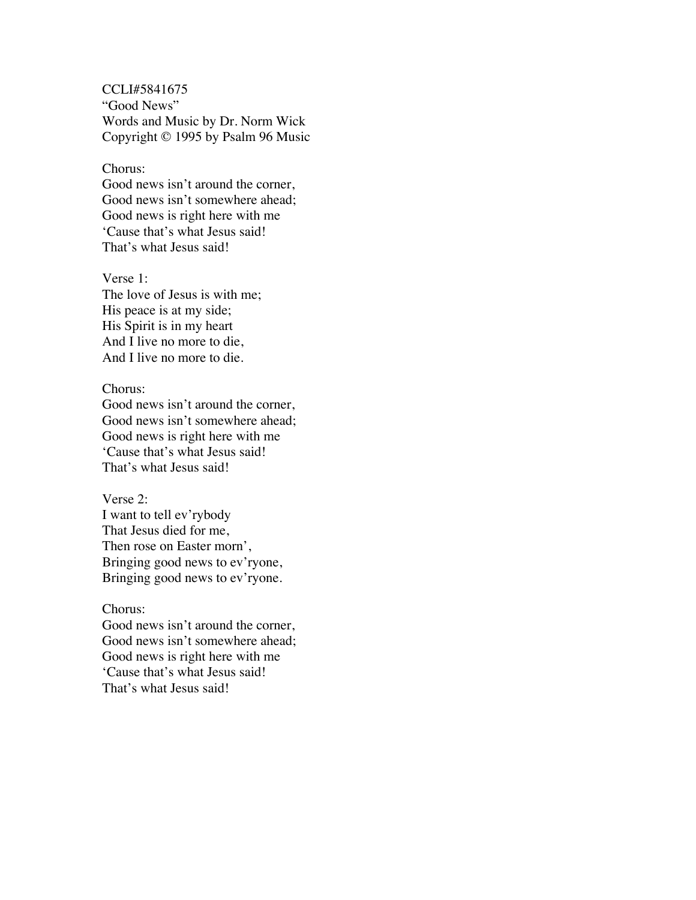CCLI#5841675
"Good News"
Words and Music by Dr. Norm Wick
Copyright © 1995 by Psalm 96 Music

Chorus:
Good news isn't around the corner,
Good news isn't somewhere ahead;
Good news is right here with me
'Cause that's what Jesus said!
That's what Jesus said!

Verse 1:
The love of Jesus is with me;
His peace is at my side;
His Spirit is in my heart
And I live no more to die,
And I live no more to die.

Chorus:
Good news isn't around the corner,
Good news isn't somewhere ahead;
Good news is right here with me
'Cause that's what Jesus said!
That's what Jesus said!

Verse 2:
I want to tell ev'rybody
That Jesus died for me,
Then rose on Easter morn',
Bringing good news to ev'ryone,
Bringing good news to ev'ryone.

Chorus:
Good news isn't around the corner,
Good news isn't somewhere ahead;
Good news is right here with me
'Cause that's what Jesus said!
That's what Jesus said!